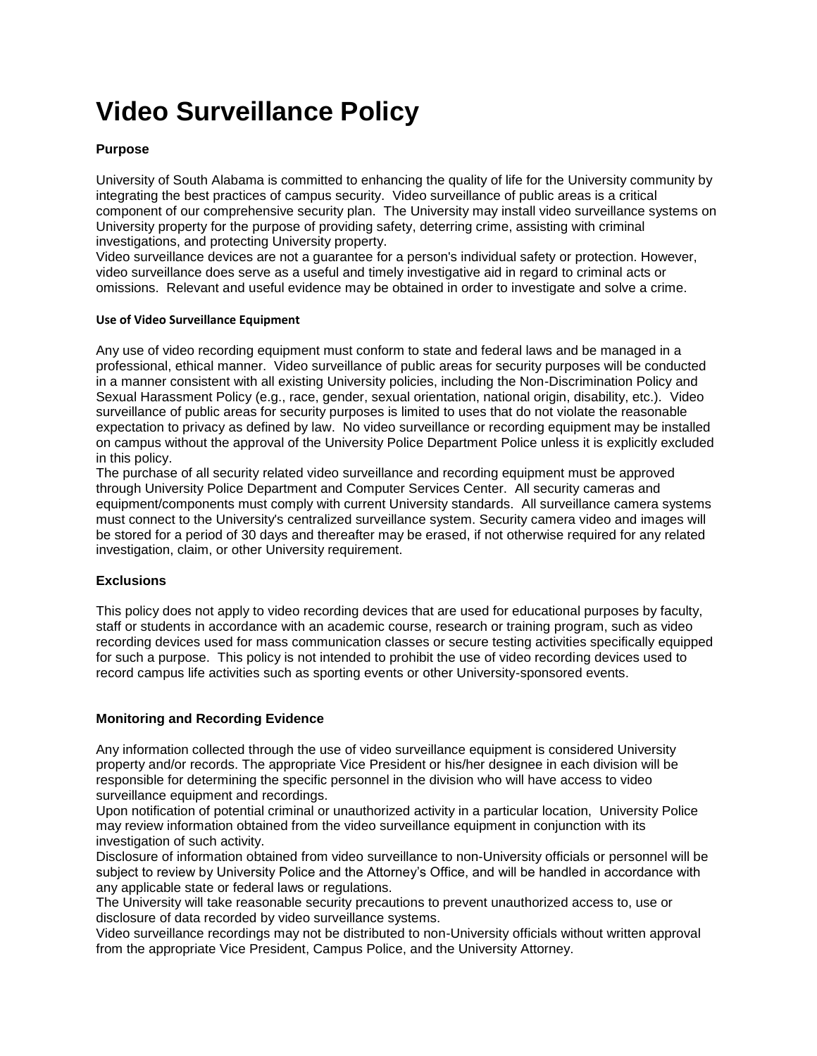# Video Surveillance Policy

**Purpose**

University of South Alabama is committed to enhancing the quality of life for the University community by integrating the best practices of campus security. Video surveillance of public areas is a critical component of our comprehensive security plan. The University may install video surveillance systems on University property for the purpose of providing safety, deterring crime, assisting with criminal investigations, and protecting University property.
Video surveillance devices are not a guarantee for a person's individual safety or protection. However, video surveillance does serve as a useful and timely investigative aid in regard to criminal acts or omissions. Relevant and useful evidence may be obtained in order to investigate and solve a crime.

**Use of Video Surveillance Equipment**

Any use of video recording equipment must conform to state and federal laws and be managed in a professional, ethical manner. Video surveillance of public areas for security purposes will be conducted in a manner consistent with all existing University policies, including the Non-Discrimination Policy and Sexual Harassment Policy (e.g., race, gender, sexual orientation, national origin, disability, etc.). Video surveillance of public areas for security purposes is limited to uses that do not violate the reasonable expectation to privacy as defined by law. No video surveillance or recording equipment may be installed on campus without the approval of the University Police Department Police unless it is explicitly excluded in this policy.
The purchase of all security related video surveillance and recording equipment must be approved through University Police Department and Computer Services Center. All security cameras and equipment/components must comply with current University standards. All surveillance camera systems must connect to the University's centralized surveillance system. Security camera video and images will be stored for a period of 30 days and thereafter may be erased, if not otherwise required for any related investigation, claim, or other University requirement.

**Exclusions**

This policy does not apply to video recording devices that are used for educational purposes by faculty, staff or students in accordance with an academic course, research or training program, such as video recording devices used for mass communication classes or secure testing activities specifically equipped for such a purpose. This policy is not intended to prohibit the use of video recording devices used to record campus life activities such as sporting events or other University-sponsored events.

**Monitoring and Recording Evidence**

Any information collected through the use of video surveillance equipment is considered University property and/or records. The appropriate Vice President or his/her designee in each division will be responsible for determining the specific personnel in the division who will have access to video surveillance equipment and recordings.
Upon notification of potential criminal or unauthorized activity in a particular location, University Police may review information obtained from the video surveillance equipment in conjunction with its investigation of such activity.
Disclosure of information obtained from video surveillance to non-University officials or personnel will be subject to review by University Police and the Attorney's Office, and will be handled in accordance with any applicable state or federal laws or regulations.
The University will take reasonable security precautions to prevent unauthorized access to, use or disclosure of data recorded by video surveillance systems.
Video surveillance recordings may not be distributed to non-University officials without written approval from the appropriate Vice President, Campus Police, and the University Attorney.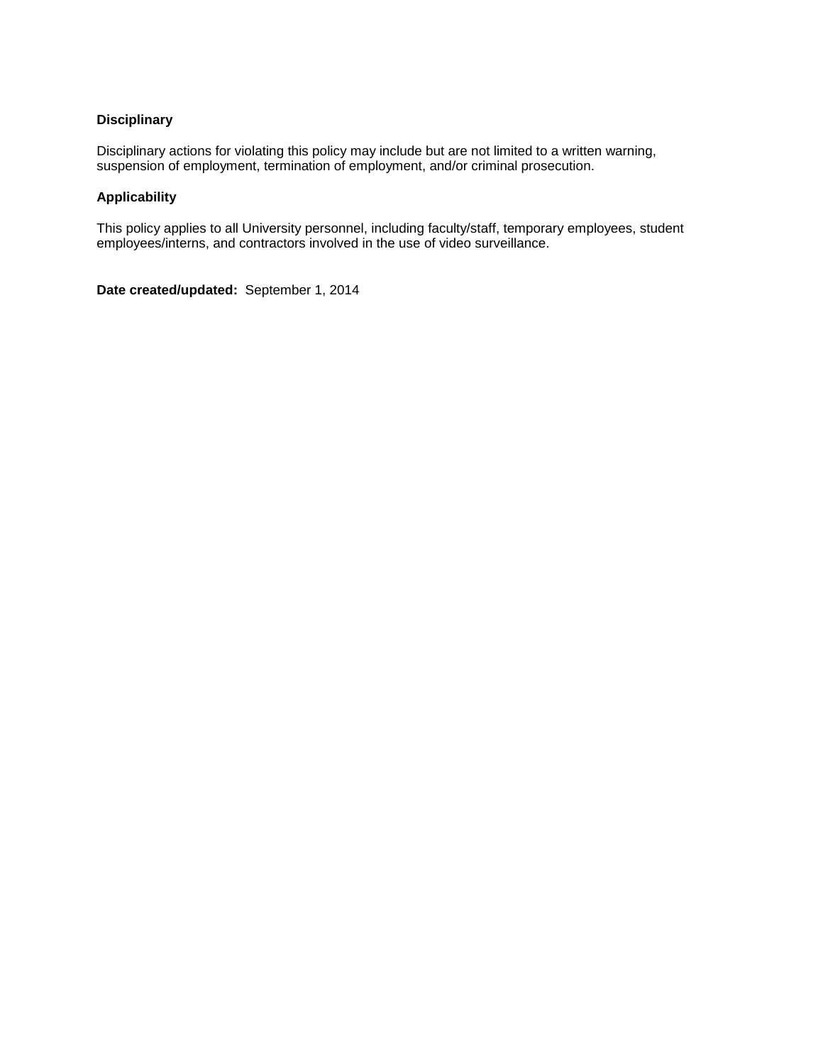**Disciplinary**

Disciplinary actions for violating this policy may include but are not limited to a written warning, suspension of employment, termination of employment, and/or criminal prosecution.

**Applicability**

This policy applies to all University personnel, including faculty/staff, temporary employees, student employees/interns, and contractors involved in the use of video surveillance.

**Date created/updated:** September 1, 2014